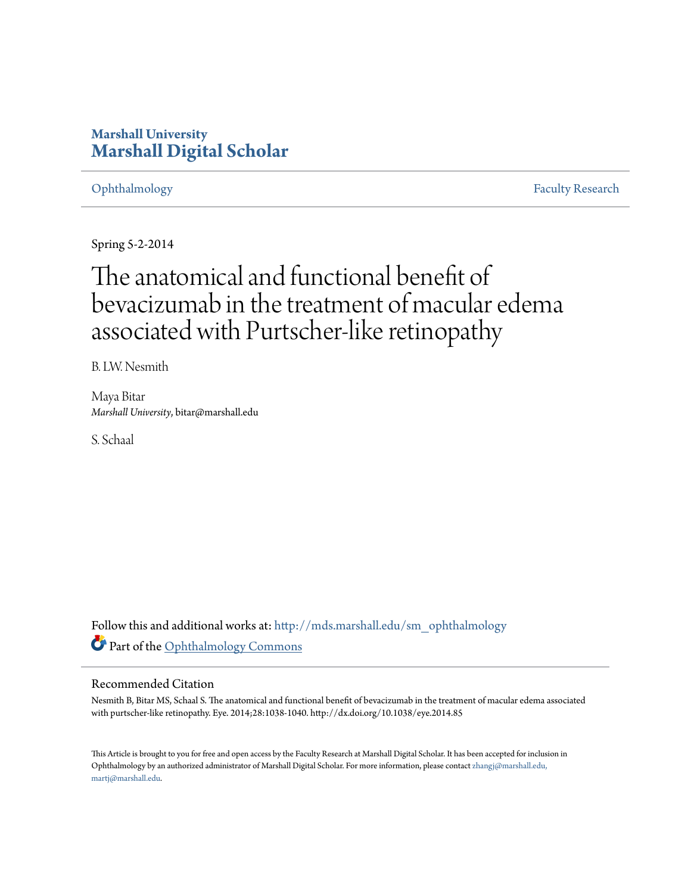Marshall University
**Marshall Digital Scholar**

Ophthalmology

Faculty Research

Spring 5-2-2014

# The anatomical and functional benefit of bevacizumab in the treatment of macular edema associated with Purtscher-like retinopathy

B. LW. Nesmith

Maya Bitar
*Marshall University*, bitar@marshall.edu

S. Schaal

Follow this and additional works at: http://mds.marshall.edu/sm_ophthalmology

Part of the Ophthalmology Commons

## Recommended Citation

Nesmith B, Bitar MS, Schaal S. The anatomical and functional benefit of bevacizumab in the treatment of macular edema associated with purtscher-like retinopathy. Eye. 2014;28:1038-1040. http://dx.doi.org/10.1038/eye.2014.85

This Article is brought to you for free and open access by the Faculty Research at Marshall Digital Scholar. It has been accepted for inclusion in Ophthalmology by an authorized administrator of Marshall Digital Scholar. For more information, please contact zhangj@marshall.edu, martj@marshall.edu.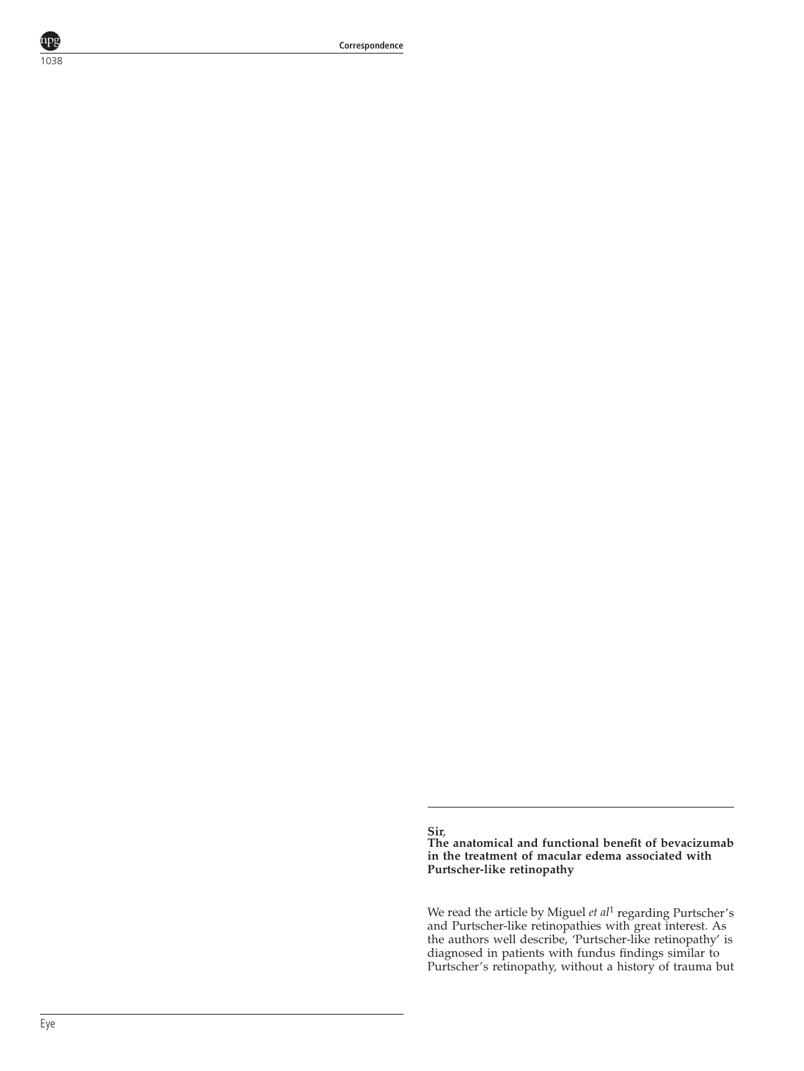Sir,

**The anatomical and functional benefit of bevacizumab in the treatment of macular edema associated with Purtscher-like retinopathy**

We read the article by Miguel *et al*[1] regarding Purtscher's and Purtscher-like retinopathies with great interest. As the authors well describe, 'Purtscher-like retinopathy' is diagnosed in patients with fundus findings similar to Purtscher's retinopathy, without a history of trauma but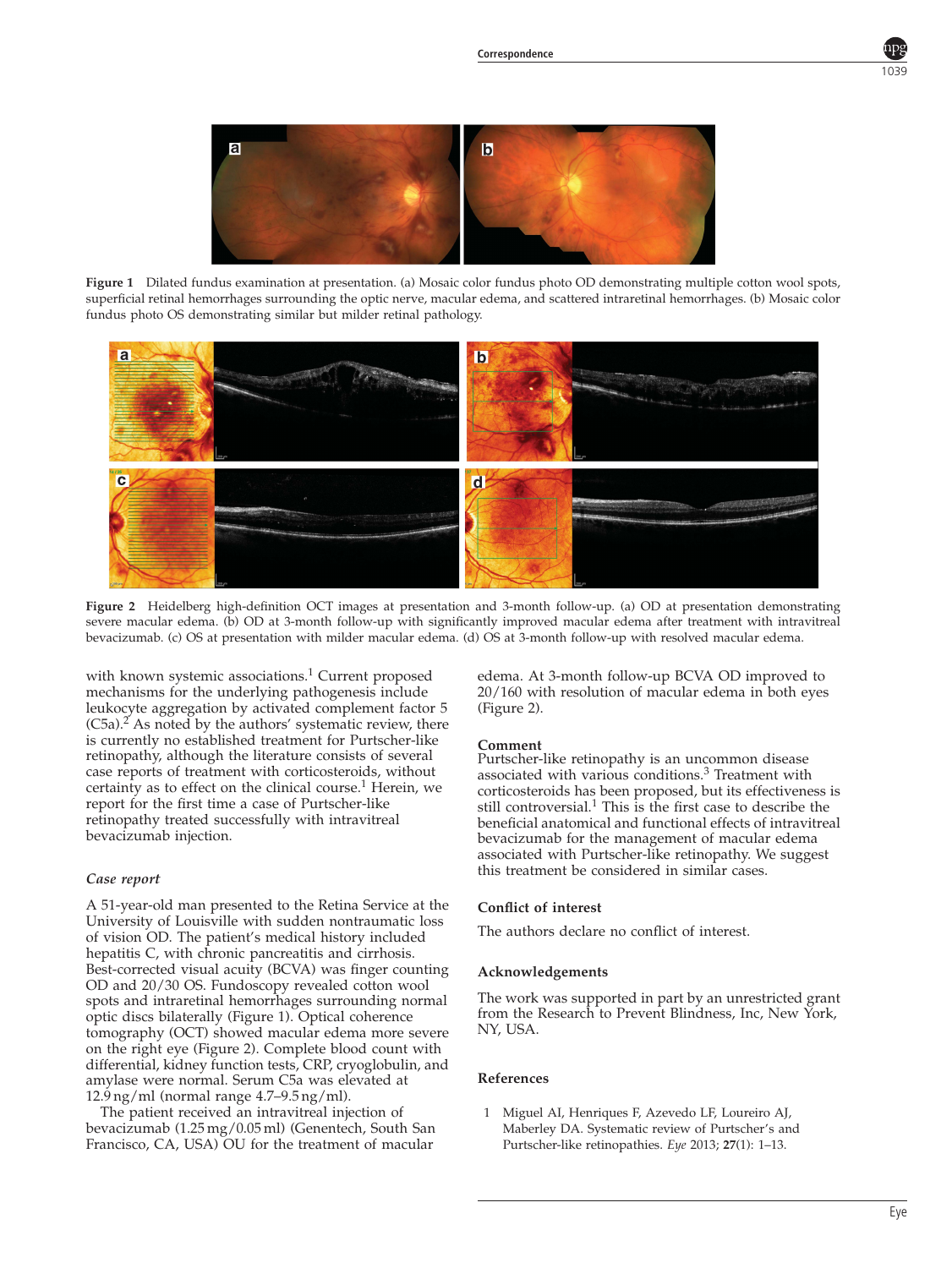Figure 1 Dilated fundus examination at presentation. (a) Mosaic color fundus photo OD demonstrating multiple cotton wool spots, superficial retinal hemorrhages surrounding the optic nerve, macular edema, and scattered intraretinal hemorrhages. (b) Mosaic color fundus photo OS demonstrating similar but milder retinal pathology.

Figure 2 Heidelberg high-definition OCT images at presentation and 3-month follow-up. (a) OD at presentation demonstrating severe macular edema. (b) OD at 3-month follow-up with significantly improved macular edema after treatment with intravitreal bevacizumab. (c) OS at presentation with milder macular edema. (d) OS at 3-month follow-up with resolved macular edema.

with known systemic associations.[1] Current proposed mechanisms for the underlying pathogenesis include leukocyte aggregation by activated complement factor 5 (C5a).[2] As noted by the authors' systematic review, there is currently no established treatment for Purtscher-like retinopathy, although the literature consists of several case reports of treatment with corticosteroids, without certainty as to effect on the clinical course.[1] Herein, we report for the first time a case of Purtscher-like retinopathy treated successfully with intravitreal bevacizumab injection.

### *Case report*

A 51-year-old man presented to the Retina Service at the University of Louisville with sudden nontraumatic loss of vision OD. The patient's medical history included hepatitis C, with chronic pancreatitis and cirrhosis. Best-corrected visual acuity (BCVA) was finger counting OD and 20/30 OS. Fundoscopy revealed cotton wool spots and intraretinal hemorrhages surrounding normal optic discs bilaterally (Figure 1). Optical coherence tomography (OCT) showed macular edema more severe on the right eye (Figure 2). Complete blood count with differential, kidney function tests, CRP, cryoglobulin, and amylase were normal. Serum C5a was elevated at 12.9 ng/ml (normal range 4.7–9.5 ng/ml).

The patient received an intravitreal injection of bevacizumab (1.25 mg/0.05 ml) (Genentech, South San Francisco, CA, USA) OU for the treatment of macular edema. At 3-month follow-up BCVA OD improved to 20/160 with resolution of macular edema in both eyes (Figure 2).

### Comment

Purtscher-like retinopathy is an uncommon disease associated with various conditions.[3] Treatment with corticosteroids has been proposed, but its effectiveness is still controversial.[1] This is the first case to describe the beneficial anatomical and functional effects of intravitreal bevacizumab for the management of macular edema associated with Purtscher-like retinopathy. We suggest this treatment be considered in similar cases.

### Conflict of interest

The authors declare no conflict of interest.

### Acknowledgements

The work was supported in part by an unrestricted grant from the Research to Prevent Blindness, Inc, New York, NY, USA.

### References

1. Miguel AI, Henriques F, Azevedo LF, Loureiro AJ, Maberley DA. Systematic review of Purtscher's and Purtscher-like retinopathies. *Eye* 2013; **27**(1): 1–13.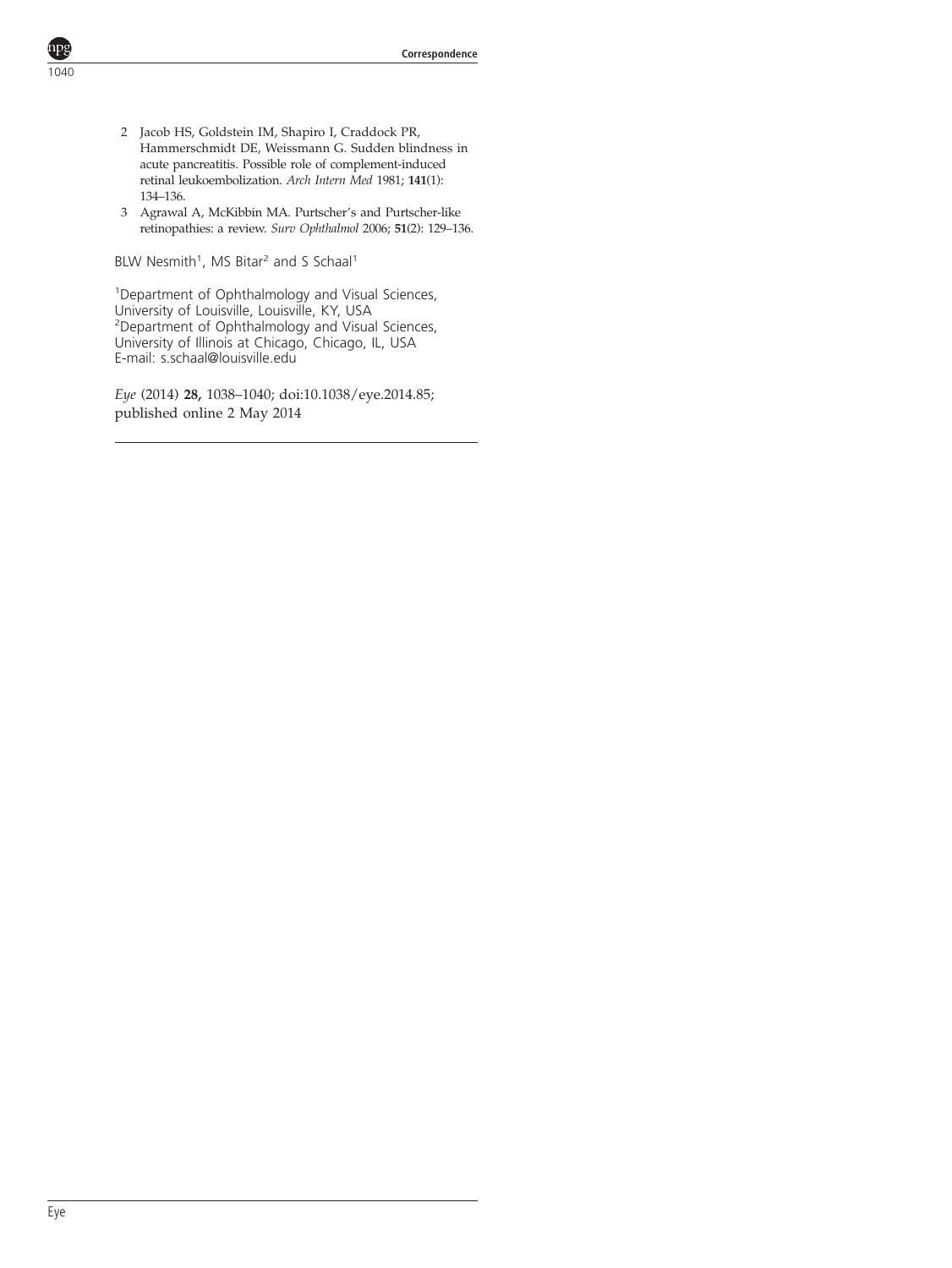2. Jacob HS, Goldstein IM, Shapiro I, Craddock PR, Hammerschmidt DE, Weissmann G. Sudden blindness in acute pancreatitis. Possible role of complement-induced retinal leukoembolization. *Arch Intern Med* 1981; **141**(1): 134–136.
3. Agrawal A, McKibbin MA. Purtscher's and Purtscher-like retinopathies: a review. *Surv Ophthalmol* 2006; **51**(2): 129–136.

BLW Nesmith[1], MS Bitar[2] and S Schaal[1]

[1]Department of Ophthalmology and Visual Sciences, University of Louisville, Louisville, KY, USA
[2]Department of Ophthalmology and Visual Sciences, University of Illinois at Chicago, Chicago, IL, USA
E-mail: s.schaal@louisville.edu

*Eye* (2014) **28,** 1038–1040; doi:10.1038/eye.2014.85; published online 2 May 2014